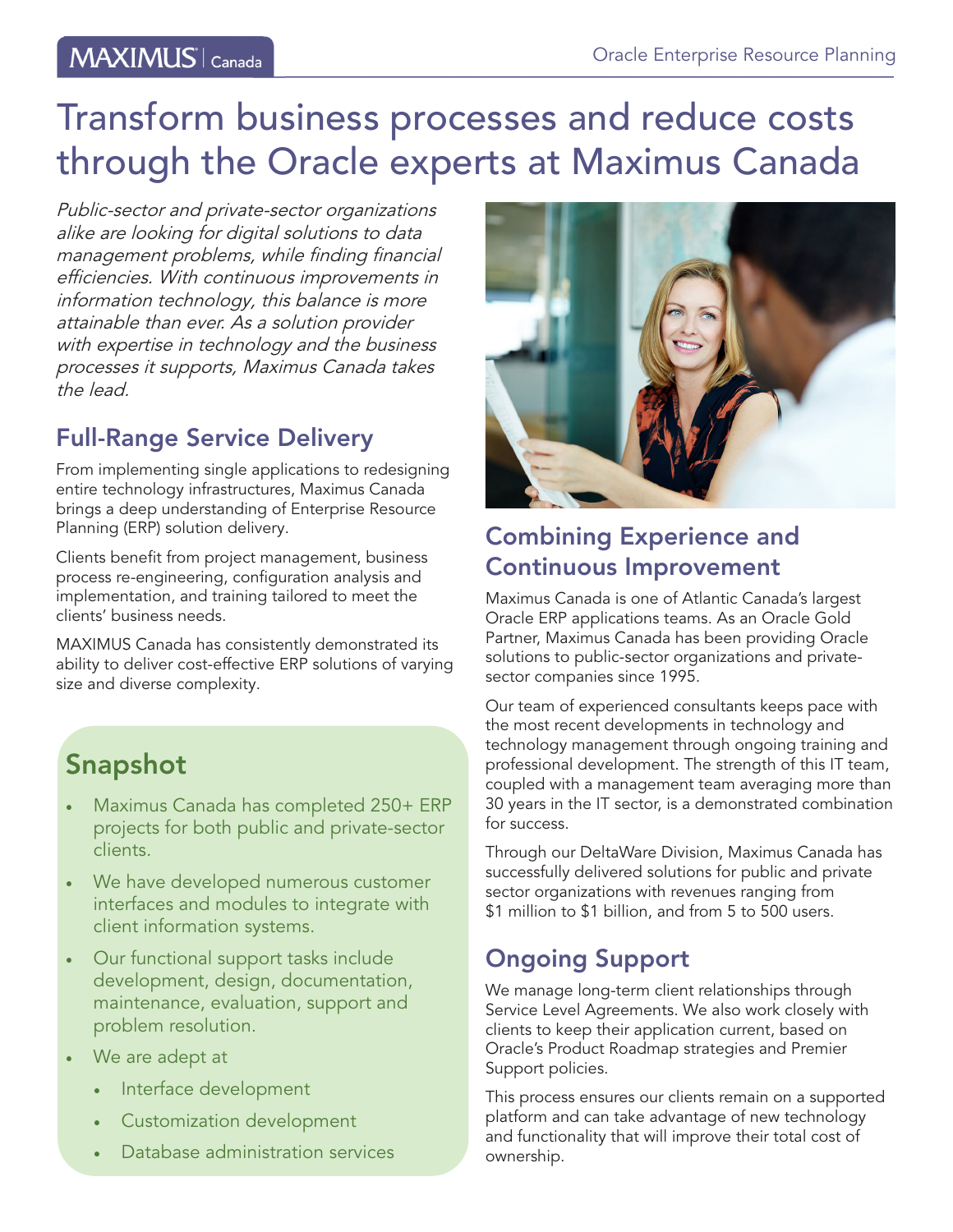# Transform business processes and reduce costs through the Oracle experts at Maximus Canada

*Public-sector and private-sector organizations alike are looking for digital solutions to data management problems, while finding financial efficiencies. With continuous improvements in information technology, this balance is more attainable than ever. As a solution provider with expertise in technology and the business processes it supports, Maximus Canada takes the lead.*

## Full-Range Service Delivery

From implementing single applications to redesigning entire technology infrastructures, Maximus Canada brings a deep understanding of Enterprise Resource Planning (ERP) solution delivery.

Clients benefit from project management, business process re-engineering, configuration analysis and implementation, and training tailored to meet the clients' business needs.

MAXIMUS Canada has consistently demonstrated its ability to deliver cost-effective ERP solutions of varying size and diverse complexity.

## Snapshot

- Maximus Canada has completed 250+ ERP projects for both public and private-sector clients.
- We have developed numerous customer interfaces and modules to integrate with client information systems.
- Our functional support tasks include development, design, documentation, maintenance, evaluation, support and problem resolution.
- We are adept at
  - Interface development
  - Customization development
  - Database administration services

## Combining Experience and Continuous Improvement

Maximus Canada is one of Atlantic Canada's largest Oracle ERP applications teams. As an Oracle Gold Partner, Maximus Canada has been providing Oracle solutions to public-sector organizations and private-sector companies since 1995.

Our team of experienced consultants keeps pace with the most recent developments in technology and technology management through ongoing training and professional development. The strength of this IT team, coupled with a management team averaging more than 30 years in the IT sector, is a demonstrated combination for success.

Through our DeltaWare Division, Maximus Canada has successfully delivered solutions for public and private sector organizations with revenues ranging from $1 million to $1 billion, and from 5 to 500 users.

## Ongoing Support

We manage long-term client relationships through Service Level Agreements. We also work closely with clients to keep their application current, based on Oracle's Product Roadmap strategies and Premier Support policies.

This process ensures our clients remain on a supported platform and can take advantage of new technology and functionality that will improve their total cost of ownership.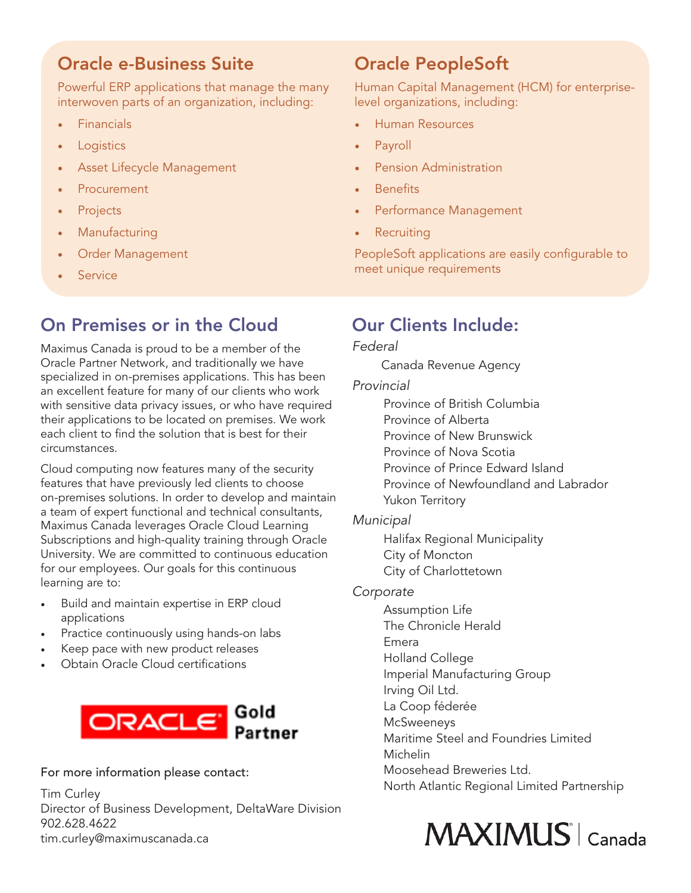## Oracle e-Business Suite

Powerful ERP applications that manage the many interwoven parts of an organization, including:

- Financials
- Logistics
- Asset Lifecycle Management
- Procurement
- Projects
- Manufacturing
- Order Management
- Service

## Oracle PeopleSoft

Human Capital Management (HCM) for enterprise-level organizations, including:

- Human Resources
- Payroll
- Pension Administration
- Benefits
- Performance Management
- Recruiting

PeopleSoft applications are easily configurable to meet unique requirements

## On Premises or in the Cloud

Maximus Canada is proud to be a member of the Oracle Partner Network, and traditionally we have specialized in on-premises applications. This has been an excellent feature for many of our clients who work with sensitive data privacy issues, or who have required their applications to be located on premises. We work each client to find the solution that is best for their circumstances.

Cloud computing now features many of the security features that have previously led clients to choose on-premises solutions. In order to develop and maintain a team of expert functional and technical consultants, Maximus Canada leverages Oracle Cloud Learning Subscriptions and high-quality training through Oracle University. We are committed to continuous education for our employees. Our goals for this continuous learning are to:

- Build and maintain expertise in ERP cloud applications
- Practice continuously using hands-on labs
- Keep pace with new product releases
- Obtain Oracle Cloud certifications

ORACLE Gold Partner

For more information please contact:

Tim Curley
Director of Business Development, DeltaWare Division
902.628.4622
tim.curley@maximuscanada.ca

## Our Clients Include:

*Federal*

Canada Revenue Agency

*Provincial*

Province of British Columbia
Province of Alberta
Province of New Brunswick
Province of Nova Scotia
Province of Prince Edward Island
Province of Newfoundland and Labrador
Yukon Territory

*Municipal*

Halifax Regional Municipality
City of Moncton
City of Charlottetown

*Corporate*

Assumption Life
The Chronicle Herald
Emera
Holland College
Imperial Manufacturing Group
Irving Oil Ltd.
La Coop féderée
McSweeneys
Maritime Steel and Foundries Limited
Michelin
Moosehead Breweries Ltd.
North Atlantic Regional Limited Partnership

MAXIMUS | Canada